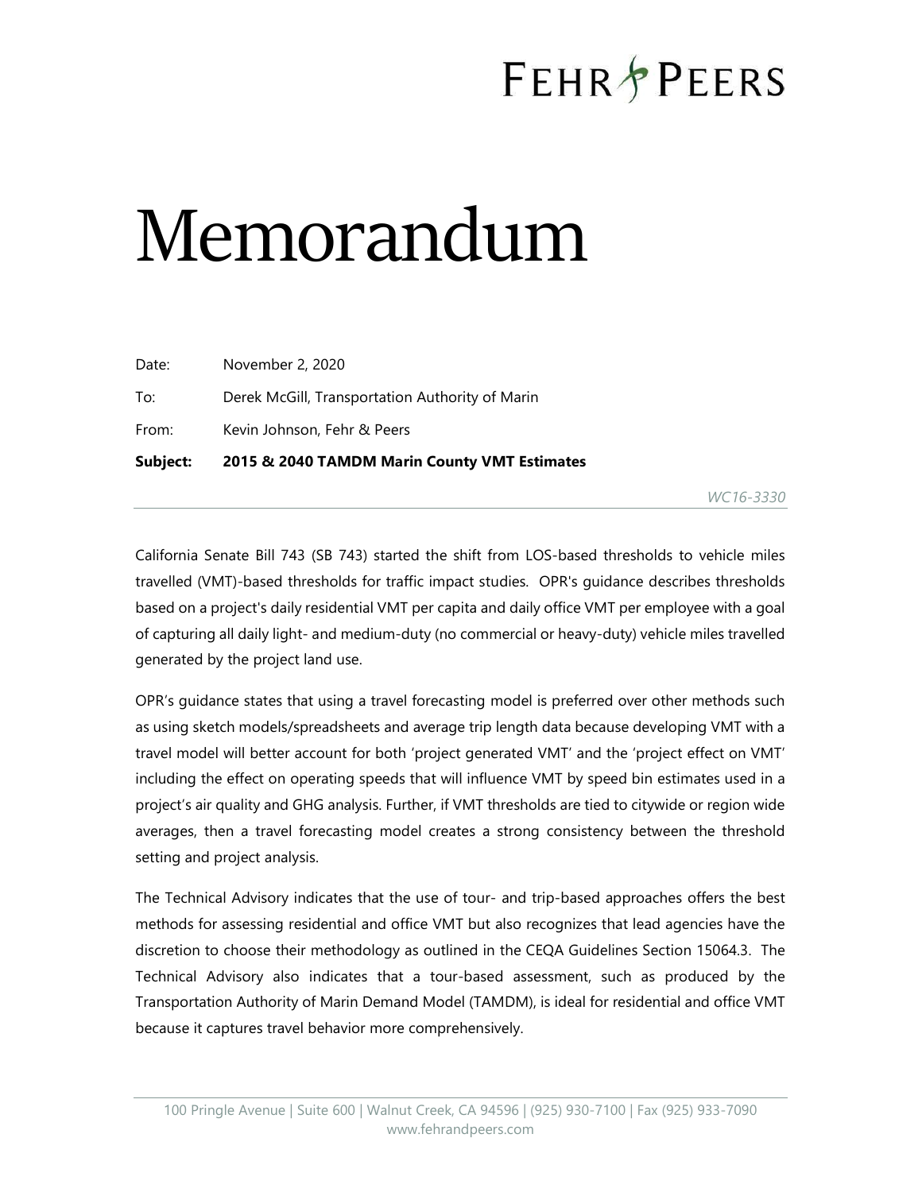# Memorandum

Date: November 2, 2020

To: Derek McGill, Transportation Authority of Marin

From: Kevin Johnson, Fehr & Peers

**Subject: 2015 & 2040 TAMDM Marin County VMT Estimates**

*WC16-3330*

California Senate Bill 743 (SB 743) started the shift from LOS-based thresholds to vehicle miles travelled (VMT)-based thresholds for traffic impact studies. OPR's guidance describes thresholds based on a project's daily residential VMT per capita and daily office VMT per employee with a goal of capturing all daily light- and medium-duty (no commercial or heavy-duty) vehicle miles travelled generated by the project land use.

OPR's guidance states that using a travel forecasting model is preferred over other methods such as using sketch models/spreadsheets and average trip length data because developing VMT with a travel model will better account for both 'project generated VMT' and the 'project effect on VMT' including the effect on operating speeds that will influence VMT by speed bin estimates used in a project's air quality and GHG analysis. Further, if VMT thresholds are tied to citywide or region wide averages, then a travel forecasting model creates a strong consistency between the threshold setting and project analysis.

The Technical Advisory indicates that the use of tour- and trip-based approaches offers the best methods for assessing residential and office VMT but also recognizes that lead agencies have the discretion to choose their methodology as outlined in the CEQA Guidelines Section 15064.3. The Technical Advisory also indicates that a tour-based assessment, such as produced by the Transportation Authority of Marin Demand Model (TAMDM), is ideal for residential and office VMT because it captures travel behavior more comprehensively.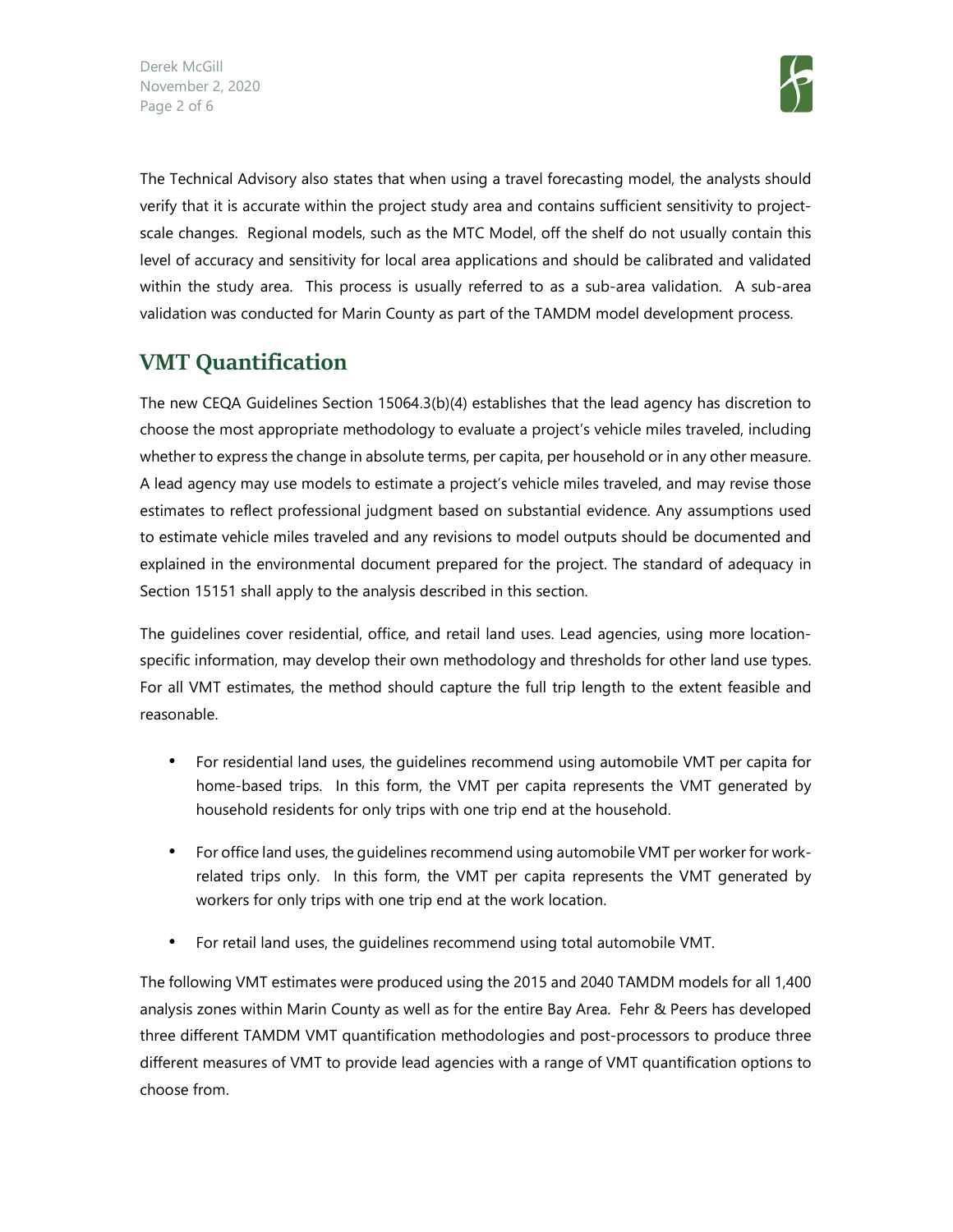The Technical Advisory also states that when using a travel forecasting model, the analysts should verify that it is accurate within the project study area and contains sufficient sensitivity to project-scale changes. Regional models, such as the MTC Model, off the shelf do not usually contain this level of accuracy and sensitivity for local area applications and should be calibrated and validated within the study area. This process is usually referred to as a sub-area validation. A sub-area validation was conducted for Marin County as part of the TAMDM model development process.

## VMT Quantification

The new CEQA Guidelines Section 15064.3(b)(4) establishes that the lead agency has discretion to choose the most appropriate methodology to evaluate a project's vehicle miles traveled, including whether to express the change in absolute terms, per capita, per household or in any other measure. A lead agency may use models to estimate a project's vehicle miles traveled, and may revise those estimates to reflect professional judgment based on substantial evidence. Any assumptions used to estimate vehicle miles traveled and any revisions to model outputs should be documented and explained in the environmental document prepared for the project. The standard of adequacy in Section 15151 shall apply to the analysis described in this section.

The guidelines cover residential, office, and retail land uses. Lead agencies, using more location-specific information, may develop their own methodology and thresholds for other land use types. For all VMT estimates, the method should capture the full trip length to the extent feasible and reasonable.

- For residential land uses, the guidelines recommend using automobile VMT per capita for home-based trips. In this form, the VMT per capita represents the VMT generated by household residents for only trips with one trip end at the household.
- For office land uses, the guidelines recommend using automobile VMT per worker for work-related trips only. In this form, the VMT per capita represents the VMT generated by workers for only trips with one trip end at the work location.
- For retail land uses, the guidelines recommend using total automobile VMT.

The following VMT estimates were produced using the 2015 and 2040 TAMDM models for all 1,400 analysis zones within Marin County as well as for the entire Bay Area. Fehr & Peers has developed three different TAMDM VMT quantification methodologies and post-processors to produce three different measures of VMT to provide lead agencies with a range of VMT quantification options to choose from.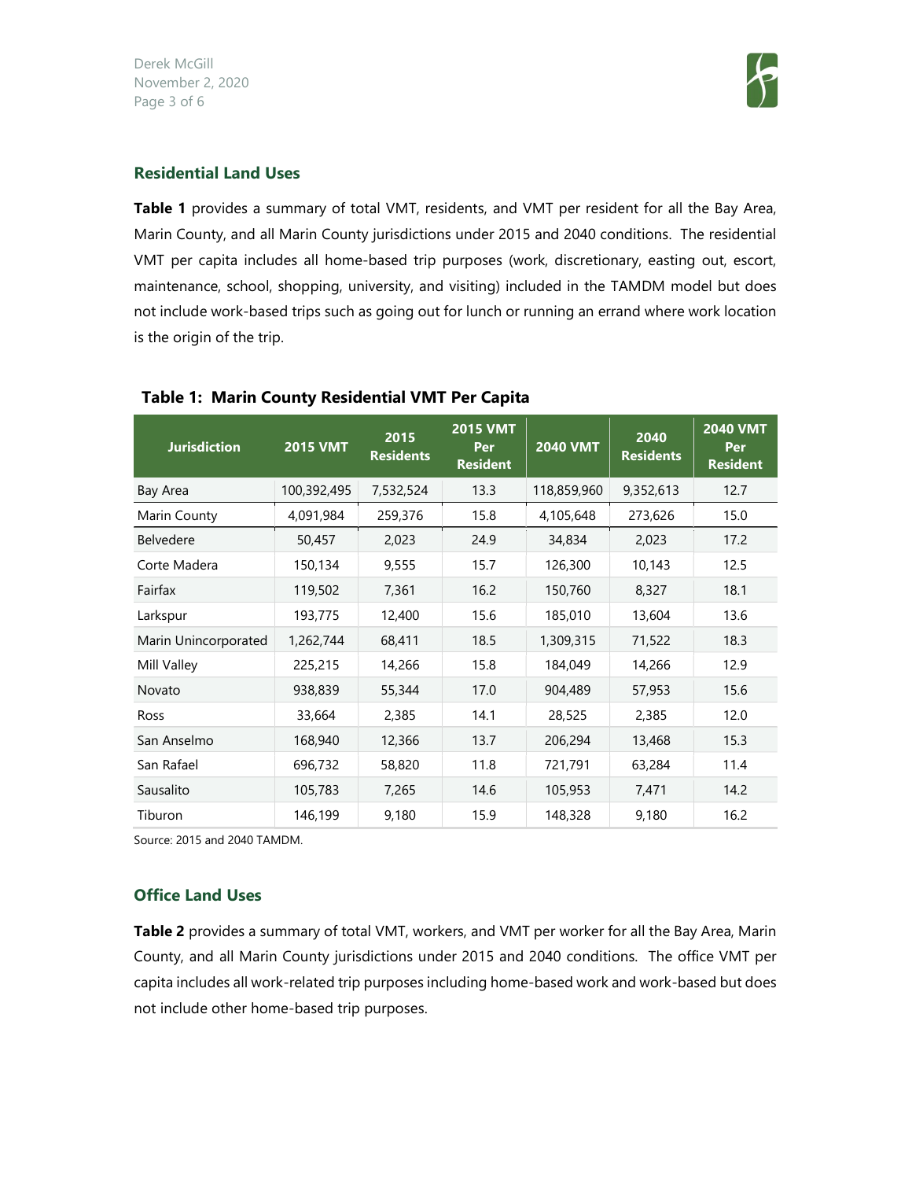## Residential Land Uses

**Table 1** provides a summary of total VMT, residents, and VMT per resident for all the Bay Area, Marin County, and all Marin County jurisdictions under 2015 and 2040 conditions. The residential VMT per capita includes all home-based trip purposes (work, discretionary, easting out, escort, maintenance, school, shopping, university, and visiting) included in the TAMDM model but does not include work-based trips such as going out for lunch or running an errand where work location is the origin of the trip.

**Table 1: Marin County Residential VMT Per Capita**

| Jurisdiction | 2015 VMT | 2015 Residents | 2015 VMT Per Resident | 2040 VMT | 2040 Residents | 2040 VMT Per Resident |
|---|---|---|---|---|---|---|
| Bay Area | 100,392,495 | 7,532,524 | 13.3 | 118,859,960 | 9,352,613 | 12.7 |
| Marin County | 4,091,984 | 259,376 | 15.8 | 4,105,648 | 273,626 | 15.0 |
| Belvedere | 50,457 | 2,023 | 24.9 | 34,834 | 2,023 | 17.2 |
| Corte Madera | 150,134 | 9,555 | 15.7 | 126,300 | 10,143 | 12.5 |
| Fairfax | 119,502 | 7,361 | 16.2 | 150,760 | 8,327 | 18.1 |
| Larkspur | 193,775 | 12,400 | 15.6 | 185,010 | 13,604 | 13.6 |
| Marin Unincorporated | 1,262,744 | 68,411 | 18.5 | 1,309,315 | 71,522 | 18.3 |
| Mill Valley | 225,215 | 14,266 | 15.8 | 184,049 | 14,266 | 12.9 |
| Novato | 938,839 | 55,344 | 17.0 | 904,489 | 57,953 | 15.6 |
| Ross | 33,664 | 2,385 | 14.1 | 28,525 | 2,385 | 12.0 |
| San Anselmo | 168,940 | 12,366 | 13.7 | 206,294 | 13,468 | 15.3 |
| San Rafael | 696,732 | 58,820 | 11.8 | 721,791 | 63,284 | 11.4 |
| Sausalito | 105,783 | 7,265 | 14.6 | 105,953 | 7,471 | 14.2 |
| Tiburon | 146,199 | 9,180 | 15.9 | 148,328 | 9,180 | 16.2 |

Source: 2015 and 2040 TAMDM.

## Office Land Uses

**Table 2** provides a summary of total VMT, workers, and VMT per worker for all the Bay Area, Marin County, and all Marin County jurisdictions under 2015 and 2040 conditions. The office VMT per capita includes all work-related trip purposes including home-based work and work-based but does not include other home-based trip purposes.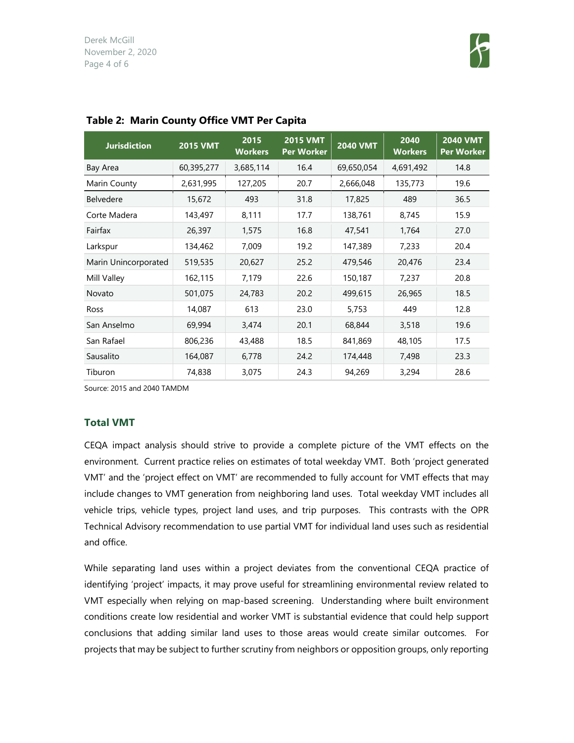**Table 2: Marin County Office VMT Per Capita**

| Jurisdiction | 2015 VMT | 2015 Workers | 2015 VMT Per Worker | 2040 VMT | 2040 Workers | 2040 VMT Per Worker |
|---|---|---|---|---|---|---|
| Bay Area | 60,395,277 | 3,685,114 | 16.4 | 69,650,054 | 4,691,492 | 14.8 |
| Marin County | 2,631,995 | 127,205 | 20.7 | 2,666,048 | 135,773 | 19.6 |
| Belvedere | 15,672 | 493 | 31.8 | 17,825 | 489 | 36.5 |
| Corte Madera | 143,497 | 8,111 | 17.7 | 138,761 | 8,745 | 15.9 |
| Fairfax | 26,397 | 1,575 | 16.8 | 47,541 | 1,764 | 27.0 |
| Larkspur | 134,462 | 7,009 | 19.2 | 147,389 | 7,233 | 20.4 |
| Marin Unincorporated | 519,535 | 20,627 | 25.2 | 479,546 | 20,476 | 23.4 |
| Mill Valley | 162,115 | 7,179 | 22.6 | 150,187 | 7,237 | 20.8 |
| Novato | 501,075 | 24,783 | 20.2 | 499,615 | 26,965 | 18.5 |
| Ross | 14,087 | 613 | 23.0 | 5,753 | 449 | 12.8 |
| San Anselmo | 69,994 | 3,474 | 20.1 | 68,844 | 3,518 | 19.6 |
| San Rafael | 806,236 | 43,488 | 18.5 | 841,869 | 48,105 | 17.5 |
| Sausalito | 164,087 | 6,778 | 24.2 | 174,448 | 7,498 | 23.3 |
| Tiburon | 74,838 | 3,075 | 24.3 | 94,269 | 3,294 | 28.6 |

Source: 2015 and 2040 TAMDM

## Total VMT

CEQA impact analysis should strive to provide a complete picture of the VMT effects on the environment. Current practice relies on estimates of total weekday VMT. Both 'project generated VMT' and the 'project effect on VMT' are recommended to fully account for VMT effects that may include changes to VMT generation from neighboring land uses. Total weekday VMT includes all vehicle trips, vehicle types, project land uses, and trip purposes. This contrasts with the OPR Technical Advisory recommendation to use partial VMT for individual land uses such as residential and office.

While separating land uses within a project deviates from the conventional CEQA practice of identifying 'project' impacts, it may prove useful for streamlining environmental review related to VMT especially when relying on map-based screening. Understanding where built environment conditions create low residential and worker VMT is substantial evidence that could help support conclusions that adding similar land uses to those areas would create similar outcomes. For projects that may be subject to further scrutiny from neighbors or opposition groups, only reporting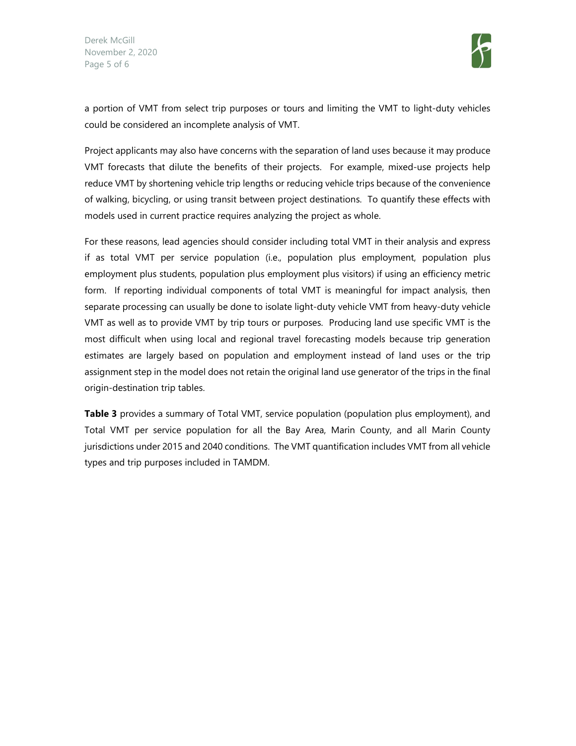a portion of VMT from select trip purposes or tours and limiting the VMT to light-duty vehicles could be considered an incomplete analysis of VMT.

Project applicants may also have concerns with the separation of land uses because it may produce VMT forecasts that dilute the benefits of their projects. For example, mixed-use projects help reduce VMT by shortening vehicle trip lengths or reducing vehicle trips because of the convenience of walking, bicycling, or using transit between project destinations. To quantify these effects with models used in current practice requires analyzing the project as whole.

For these reasons, lead agencies should consider including total VMT in their analysis and express if as total VMT per service population (i.e., population plus employment, population plus employment plus students, population plus employment plus visitors) if using an efficiency metric form. If reporting individual components of total VMT is meaningful for impact analysis, then separate processing can usually be done to isolate light-duty vehicle VMT from heavy-duty vehicle VMT as well as to provide VMT by trip tours or purposes. Producing land use specific VMT is the most difficult when using local and regional travel forecasting models because trip generation estimates are largely based on population and employment instead of land uses or the trip assignment step in the model does not retain the original land use generator of the trips in the final origin-destination trip tables.

**Table 3** provides a summary of Total VMT, service population (population plus employment), and Total VMT per service population for all the Bay Area, Marin County, and all Marin County jurisdictions under 2015 and 2040 conditions. The VMT quantification includes VMT from all vehicle types and trip purposes included in TAMDM.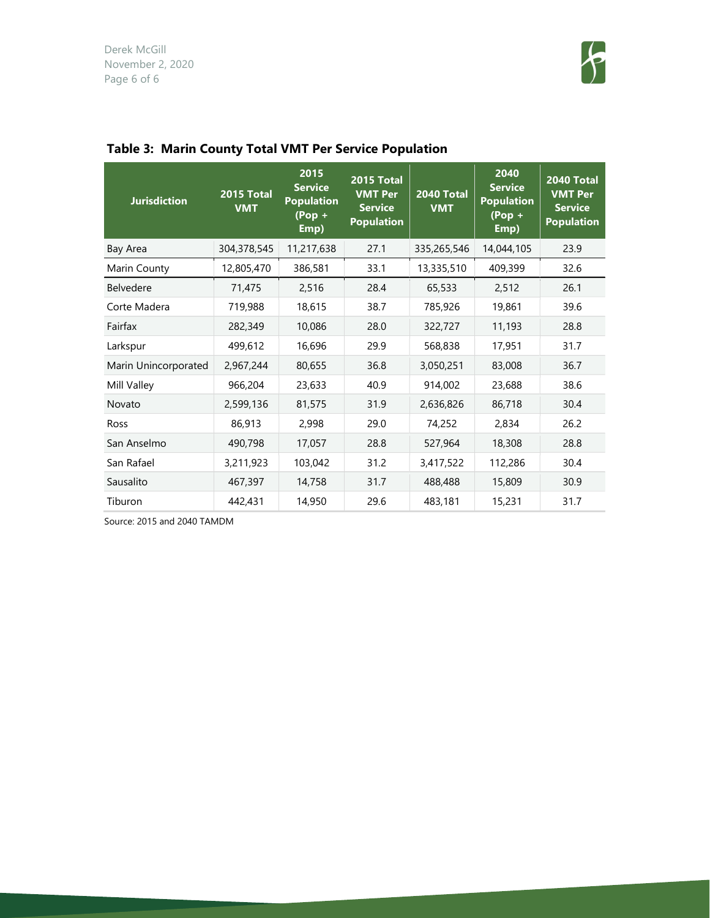**Table 3: Marin County Total VMT Per Service Population**

| Jurisdiction | 2015 Total VMT | 2015 Service Population (Pop + Emp) | 2015 Total VMT Per Service Population | 2040 Total VMT | 2040 Service Population (Pop + Emp) | 2040 Total VMT Per Service Population |
|---|---|---|---|---|---|---|
| Bay Area | 304,378,545 | 11,217,638 | 27.1 | 335,265,546 | 14,044,105 | 23.9 |
| Marin County | 12,805,470 | 386,581 | 33.1 | 13,335,510 | 409,399 | 32.6 |
| Belvedere | 71,475 | 2,516 | 28.4 | 65,533 | 2,512 | 26.1 |
| Corte Madera | 719,988 | 18,615 | 38.7 | 785,926 | 19,861 | 39.6 |
| Fairfax | 282,349 | 10,086 | 28.0 | 322,727 | 11,193 | 28.8 |
| Larkspur | 499,612 | 16,696 | 29.9 | 568,838 | 17,951 | 31.7 |
| Marin Unincorporated | 2,967,244 | 80,655 | 36.8 | 3,050,251 | 83,008 | 36.7 |
| Mill Valley | 966,204 | 23,633 | 40.9 | 914,002 | 23,688 | 38.6 |
| Novato | 2,599,136 | 81,575 | 31.9 | 2,636,826 | 86,718 | 30.4 |
| Ross | 86,913 | 2,998 | 29.0 | 74,252 | 2,834 | 26.2 |
| San Anselmo | 490,798 | 17,057 | 28.8 | 527,964 | 18,308 | 28.8 |
| San Rafael | 3,211,923 | 103,042 | 31.2 | 3,417,522 | 112,286 | 30.4 |
| Sausalito | 467,397 | 14,758 | 31.7 | 488,488 | 15,809 | 30.9 |
| Tiburon | 442,431 | 14,950 | 29.6 | 483,181 | 15,231 | 31.7 |

Source: 2015 and 2040 TAMDM